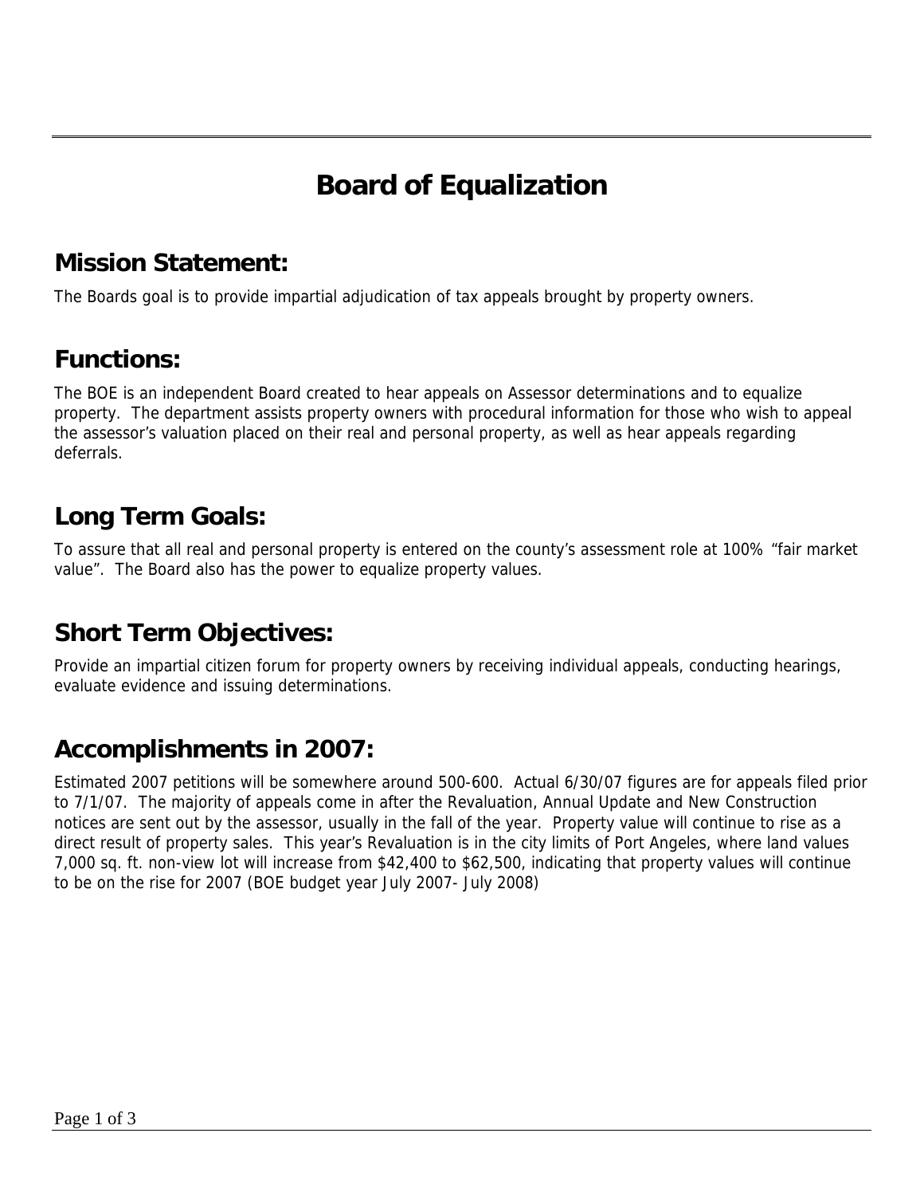# Board of Equalization

## Mission Statement:

The Boards goal is to provide impartial adjudication of tax appeals brought by property owners.

## Functions:

The BOE is an independent Board created to hear appeals on Assessor determinations and to equalize property. The department assists property owners with procedural information for those who wish to appeal the assessor's valuation placed on their real and personal property, as well as hear appeals regarding deferrals.

## Long Term Goals:

To assure that all real and personal property is entered on the county's assessment role at 100% "fair market value". The Board also has the power to equalize property values.

## Short Term Objectives:

Provide an impartial citizen forum for property owners by receiving individual appeals, conducting hearings, evaluate evidence and issuing determinations.

## Accomplishments in 2007:

Estimated 2007 petitions will be somewhere around 500-600. Actual 6/30/07 figures are for appeals filed prior to 7/1/07. The majority of appeals come in after the Revaluation, Annual Update and New Construction notices are sent out by the assessor, usually in the fall of the year. Property value will continue to rise as a direct result of property sales. This year's Revaluation is in the city limits of Port Angeles, where land values 7,000 sq. ft. non-view lot will increase from $42,400 to $62,500, indicating that property values will continue to be on the rise for 2007 (BOE budget year July 2007- July 2008)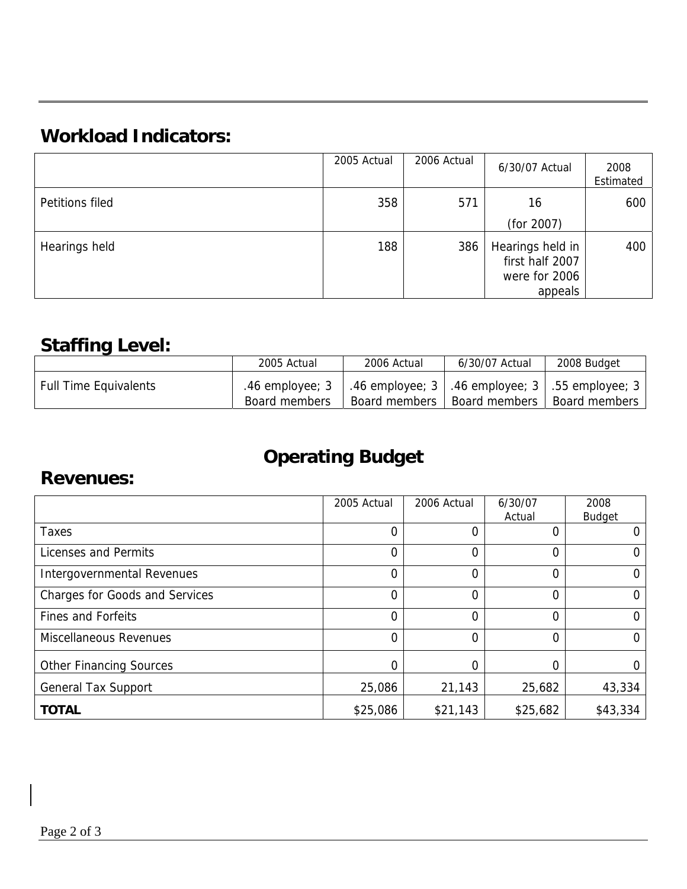## Workload Indicators:

| | 2005 Actual | 2006 Actual | 6/30/07 Actual | 2008 Estimated |
|---|---|---|---|---|
| Petitions filed | 358 | 571 | 16 (for 2007) | 600 |
| Hearings held | 188 | 386 | Hearings held in first half 2007 were for 2006 appeals | 400 |

## Staffing Level:

| | 2005 Actual | 2006 Actual | 6/30/07 Actual | 2008 Budget |
|---|---|---|---|---|
| Full Time Equivalents | .46 employee; 3 Board members | .46 employee; 3 Board members | .46 employee; 3 Board members | .55 employee; 3 Board members |

# Operating Budget

## Revenues:

| | 2005 Actual | 2006 Actual | 6/30/07 Actual | 2008 Budget |
|---|---|---|---|---|
| Taxes | 0 | 0 | 0 | 0 |
| Licenses and Permits | 0 | 0 | 0 | 0 |
| Intergovernmental Revenues | 0 | 0 | 0 | 0 |
| Charges for Goods and Services | 0 | 0 | 0 | 0 |
| Fines and Forfeits | 0 | 0 | 0 | 0 |
| Miscellaneous Revenues | 0 | 0 | 0 | 0 |
| Other Financing Sources | 0 | 0 | 0 | 0 |
| General Tax Support | 25,086 | 21,143 | 25,682 | 43,334 |
| **TOTAL** | $25,086 | $21,143 | $25,682 | $43,334 |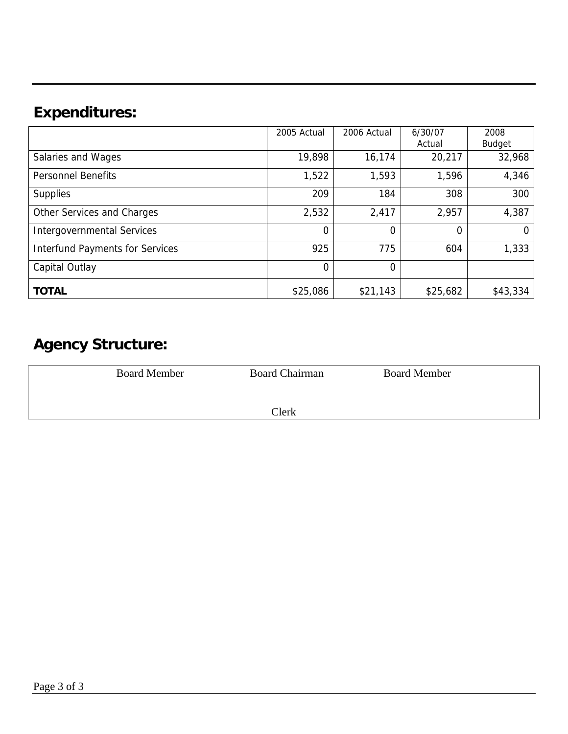## Expenditures:

| | 2005 Actual | 2006 Actual | 6/30/07 Actual | 2008 Budget |
|---|---|---|---|---|
| Salaries and Wages | 19,898 | 16,174 | 20,217 | 32,968 |
| Personnel Benefits | 1,522 | 1,593 | 1,596 | 4,346 |
| Supplies | 209 | 184 | 308 | 300 |
| Other Services and Charges | 2,532 | 2,417 | 2,957 | 4,387 |
| Intergovernmental Services | 0 | 0 | 0 | 0 |
| Interfund Payments for Services | 925 | 775 | 604 | 1,333 |
| Capital Outlay | 0 | 0 | | |
| **TOTAL** | $25,086 | $21,143 | $25,682 | $43,334 |

## Agency Structure:

Board Member    Board Chairman    Board Member

Clerk